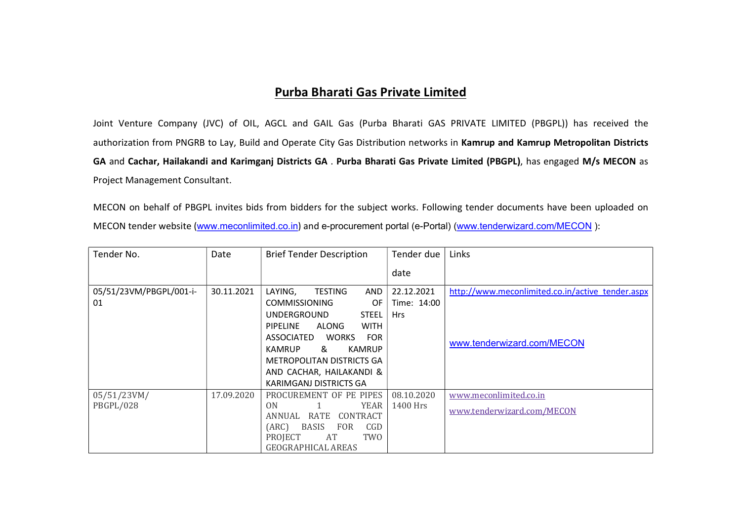# Purba Bharati Gas Private Limited

Joint Venture Company (JVC) of OIL, AGCL and GAIL Gas (Purba Bharati GAS PRIVATE LIMITED (PBGPL)) has received the authorization from PNGRB to Lay, Build and Operate City Gas Distribution networks in **Kamrup and Kamrup Metropolitan Districts GA** and **Cachar, Hailakandi and Karimganj Districts GA** . **Purba Bharati Gas Private Limited (PBGPL)**, has engaged **M/s MECON** as Project Management Consultant.

MECON on behalf of PBGPL invites bids from bidders for the subject works. Following tender documents have been uploaded on MECON tender website (www.meconlimited.co.in) and e-procurement portal (e-Portal) (www.tenderwizard.com/MECON ):

| Tender No. | Date | Brief Tender Description | Tender due date | Links |
|---|---|---|---|---|
| 05/51/23VM/PBGPL/001-i-01 | 30.11.2021 | LAYING, TESTING AND COMMISSIONING OF UNDERGROUND STEEL PIPELINE ALONG WITH ASSOCIATED WORKS FOR KAMRUP & KAMRUP METROPOLITAN DISTRICTS GA AND CACHAR, HAILAKANDI & KARIMGANJ DISTRICTS GA | 22.12.2021 Time: 14:00 Hrs | http://www.meconlimited.co.in/active_tender.aspx<br>www.tenderwizard.com/MECON |
| 05/51/23VM/ PBGPL/028 | 17.09.2020 | PROCUREMENT OF PE PIPES ON 1 YEAR ANNUAL RATE CONTRACT (ARC) BASIS FOR CGD PROJECT AT TWO GEOGRAPHICAL AREAS | 08.10.2020 1400 Hrs | www.meconlimited.co.in<br>www.tenderwizard.com/MECON |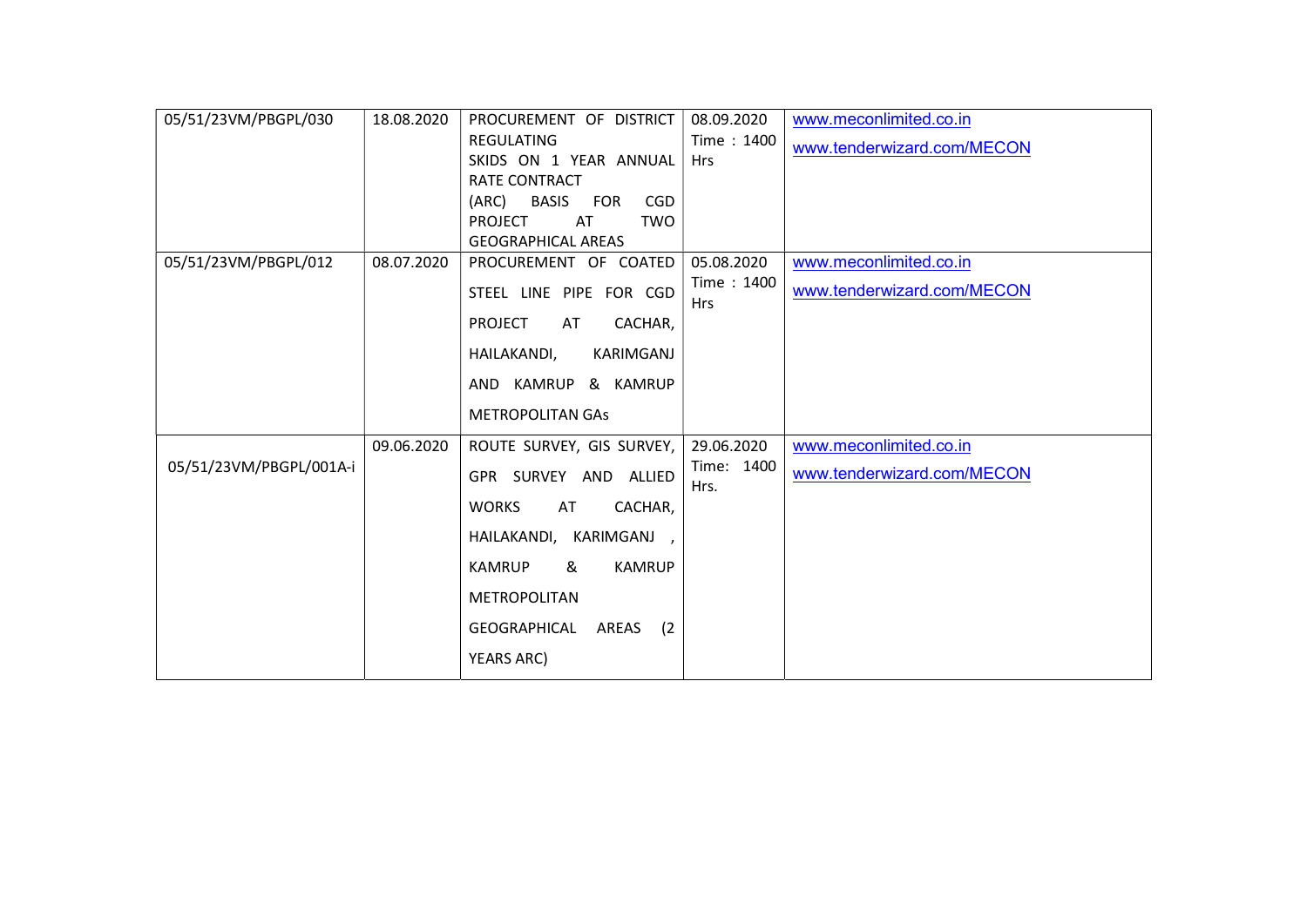| | | | | |
|---|---|---|---|---|
| 05/51/23VM/PBGPL/030 | 18.08.2020 | PROCUREMENT OF DISTRICT REGULATING SKIDS ON 1 YEAR ANNUAL RATE CONTRACT (ARC) BASIS FOR CGD PROJECT AT TWO GEOGRAPHICAL AREAS | 08.09.2020 Time : 1400 Hrs | www.meconlimited.co.in www.tenderwizard.com/MECON |
| 05/51/23VM/PBGPL/012 | 08.07.2020 | PROCUREMENT OF COATED STEEL LINE PIPE FOR CGD PROJECT AT CACHAR, HAILAKANDI, KARIMGANJ AND KAMRUP & KAMRUP METROPOLITAN GAs | 05.08.2020 Time : 1400 Hrs | www.meconlimited.co.in www.tenderwizard.com/MECON |
| 05/51/23VM/PBGPL/001A-i | 09.06.2020 | ROUTE SURVEY, GIS SURVEY, GPR SURVEY AND ALLIED WORKS AT CACHAR, HAILAKANDI, KARIMGANJ , KAMRUP & KAMRUP METROPOLITAN GEOGRAPHICAL AREAS (2 YEARS ARC) | 29.06.2020 Time: 1400 Hrs. | www.meconlimited.co.in www.tenderwizard.com/MECON |